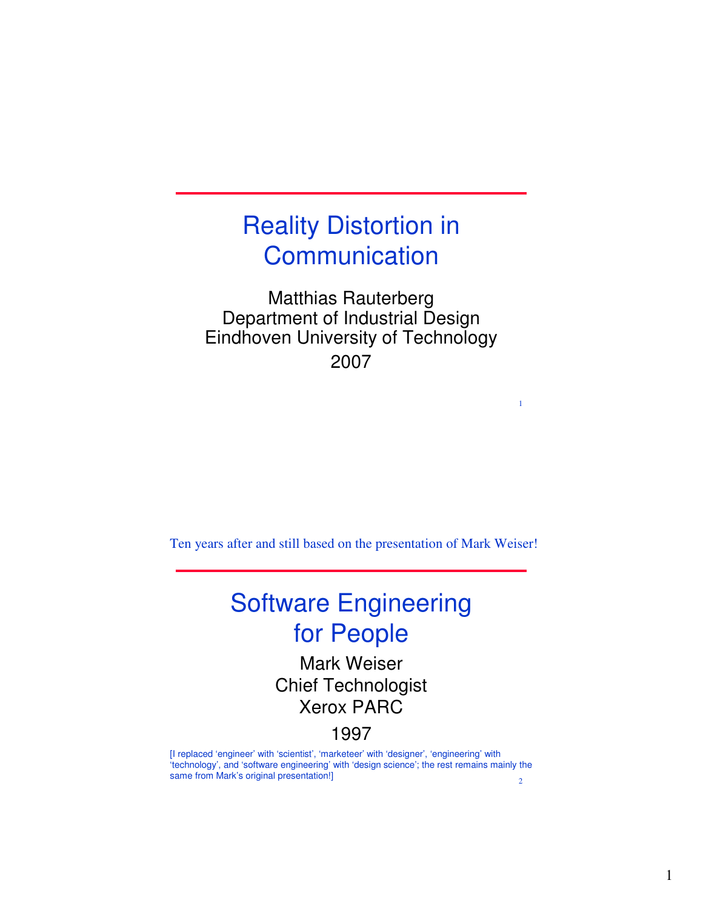# Reality Distortion in Communication

Matthias Rauterberg
Department of Industrial Design
Eindhoven University of Technology
2007

Ten years after and still based on the presentation of Mark Weiser!

# Software Engineering for People

Mark Weiser
Chief Technologist
Xerox PARC

1997

[I replaced 'engineer' with 'scientist', 'marketeer' with 'designer', 'engineering' with 'technology', and 'software engineering' with 'design science'; the rest remains mainly the same from Mark's original presentation!]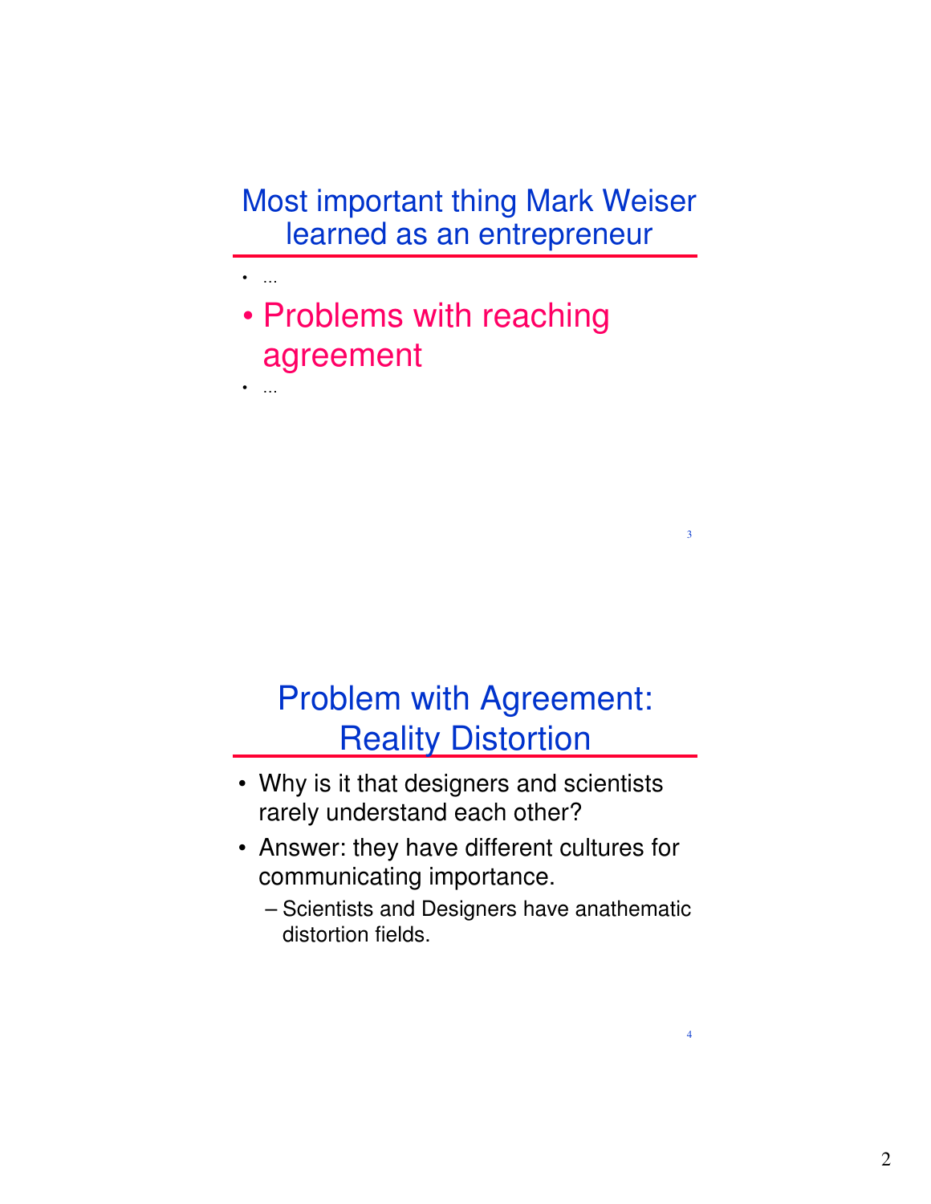## Most important thing Mark Weiser learned as an entrepreneur

- ...
- Problems with reaching agreement
- ...

## Problem with Agreement: Reality Distortion

- Why is it that designers and scientists rarely understand each other?
- Answer: they have different cultures for communicating importance.
  - Scientists and Designers have anathematic distortion fields.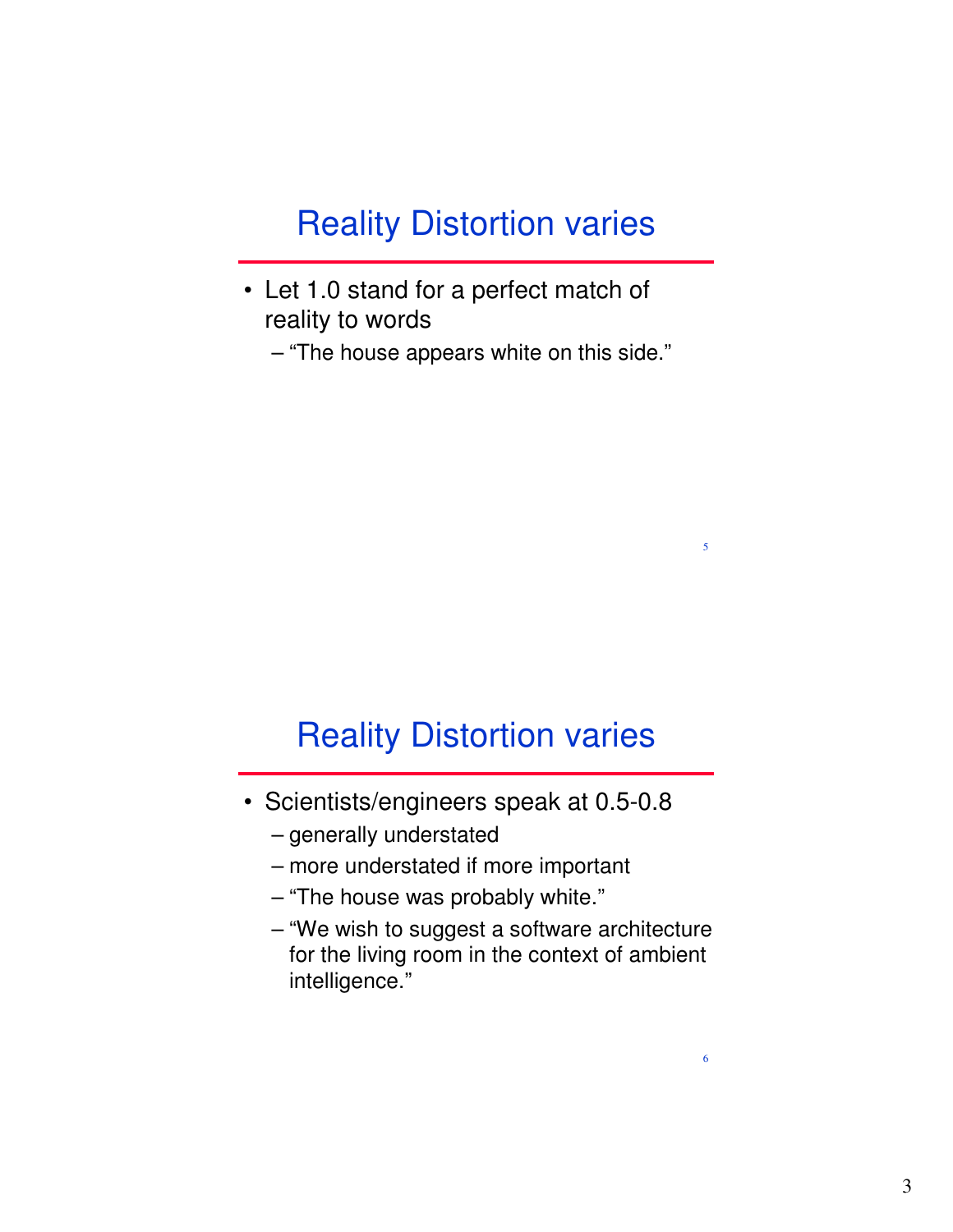## Reality Distortion varies

- Let 1.0 stand for a perfect match of reality to words
  - “The house appears white on this side.”

## Reality Distortion varies

- Scientists/engineers speak at 0.5-0.8
  - generally understated
  - more understated if more important
  - “The house was probably white.”
  - “We wish to suggest a software architecture for the living room in the context of ambient intelligence.”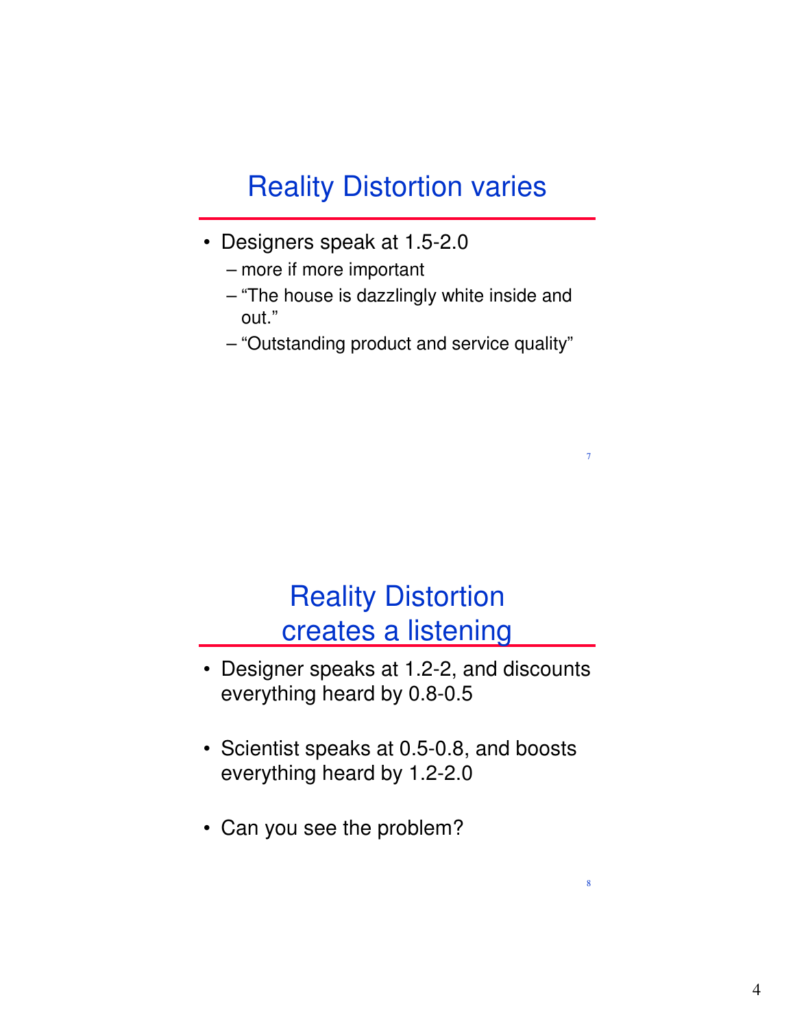## Reality Distortion varies

- Designers speak at 1.5-2.0
  - more if more important
  - "The house is dazzlingly white inside and out."
  - "Outstanding product and service quality"

## Reality Distortion creates a listening

- Designer speaks at 1.2-2, and discounts everything heard by 0.8-0.5
- Scientist speaks at 0.5-0.8, and boosts everything heard by 1.2-2.0
- Can you see the problem?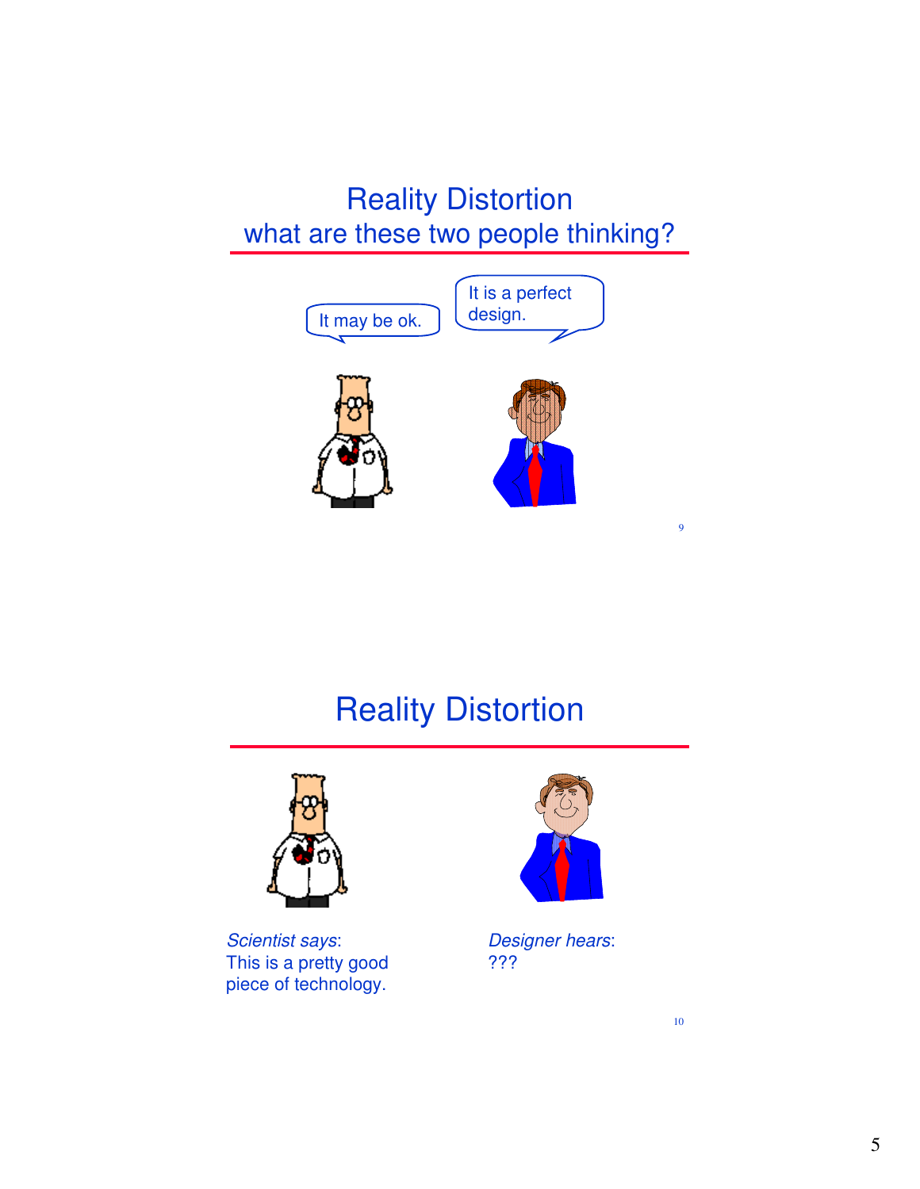# Reality Distortion
## what are these two people thinking?

It may be ok.

It is a perfect design.

# Reality Distortion

*Scientist says*:
This is a pretty good piece of technology.

*Designer hears*:
???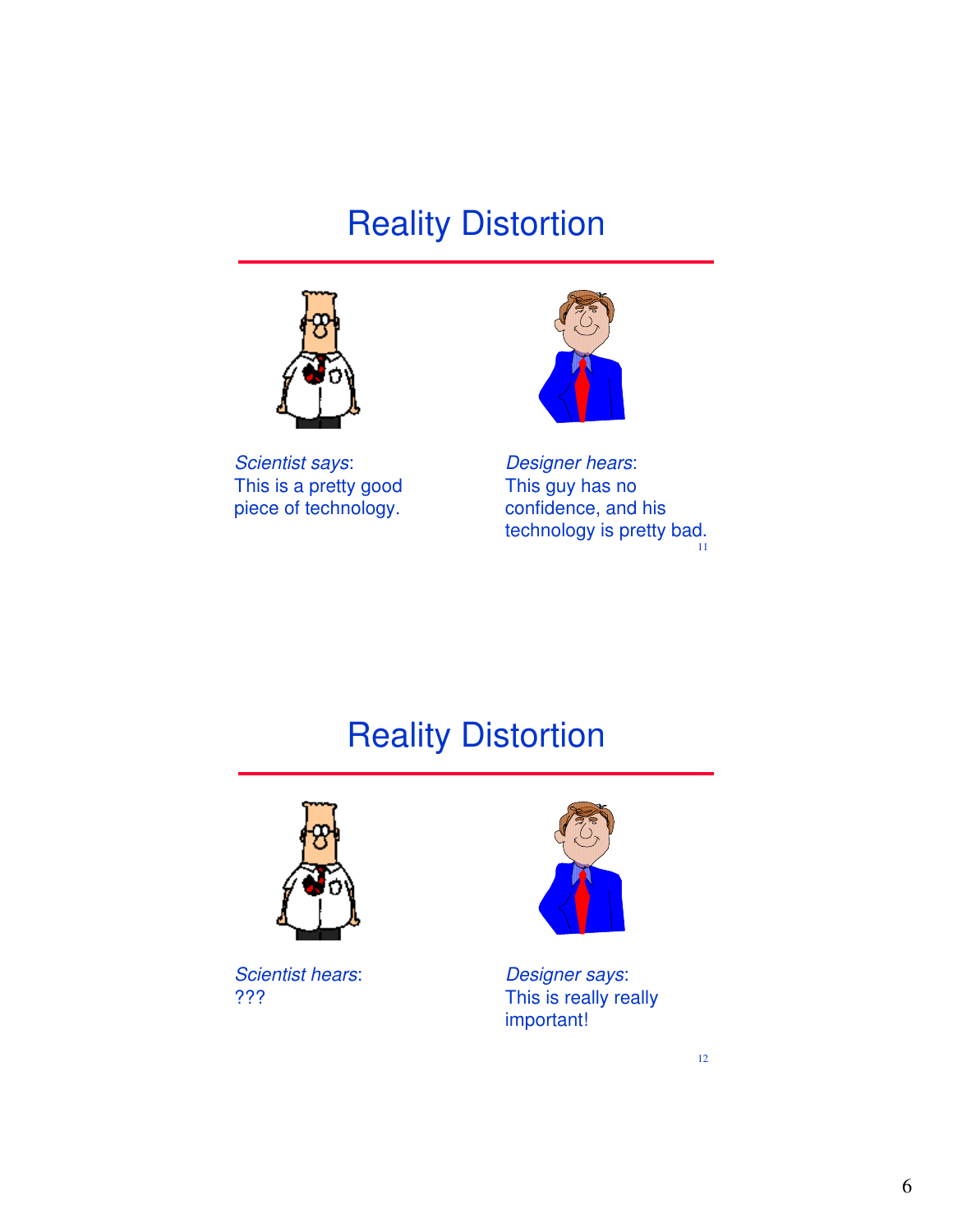# Reality Distortion

*Scientist says*:
This is a pretty good piece of technology.

*Designer hears*:
This guy has no confidence, and his technology is pretty bad.

# Reality Distortion

*Scientist hears*:
???

*Designer says*:
This is really really important!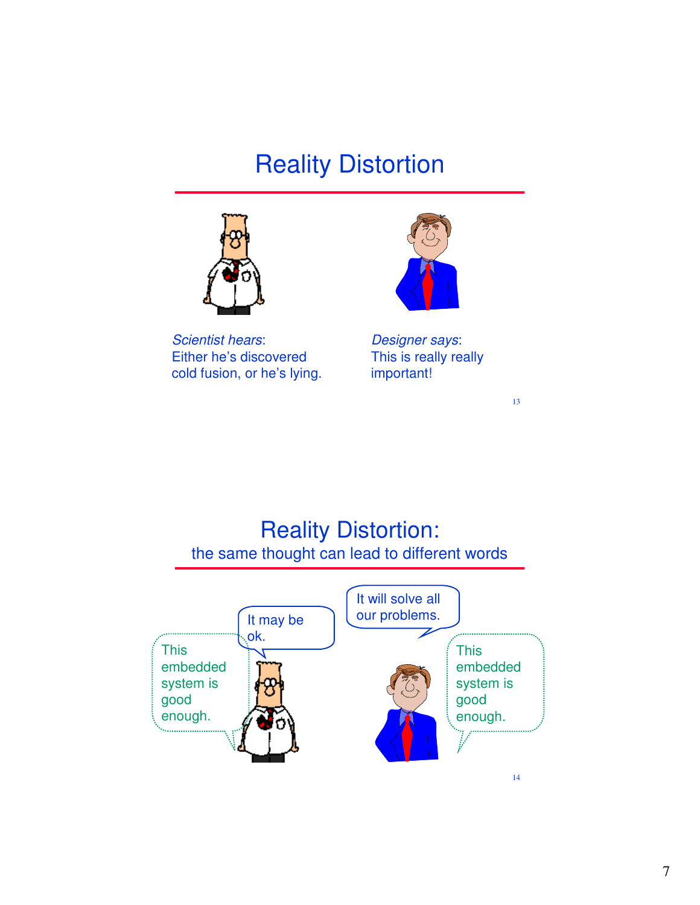# Reality Distortion

*Scientist hears*:
Either he's discovered cold fusion, or he's lying.

*Designer says*:
This is really really important!

# Reality Distortion:

## the same thought can lead to different words

This embedded system is good enough.

It may be ok.

It will solve all our problems.

This embedded system is good enough.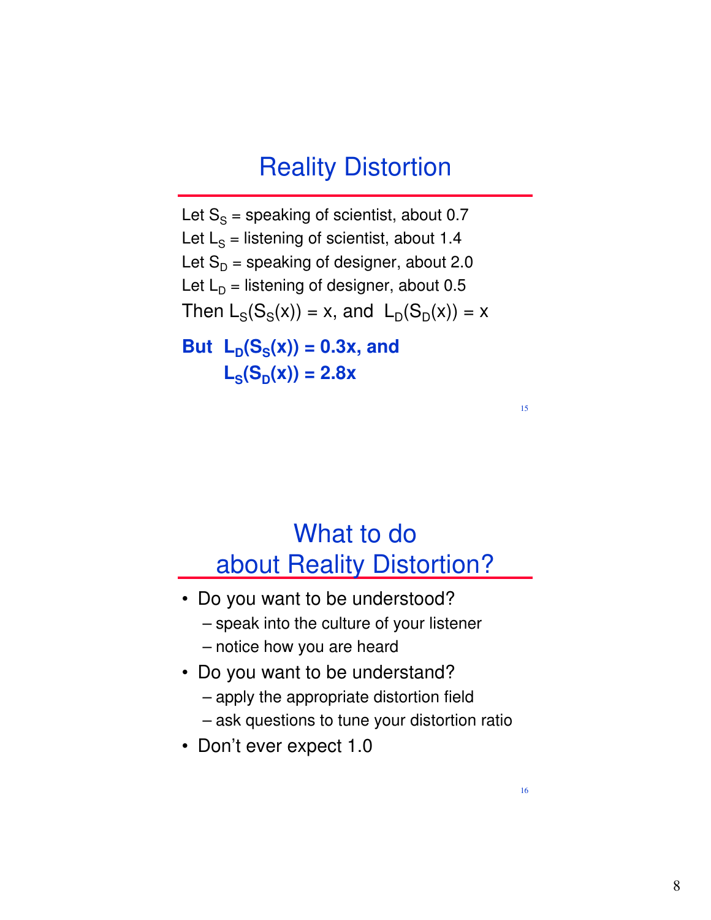## Reality Distortion

Let $S_S$ = speaking of scientist, about 0.7

Let $L_S$ = listening of scientist, about 1.4

Let $S_D$ = speaking of designer, about 2.0

Let $L_D$ = listening of designer, about 0.5

Then $L_S(S_S(x)) = x$, and $L_D(S_D(x)) = x$

**But $L_D(S_S(x)) = 0.3x$, and**

**$L_S(S_D(x)) = 2.8x$**

## What to do about Reality Distortion?

- Do you want to be understood?
  - speak into the culture of your listener
  - notice how you are heard
- Do you want to be understand?
  - apply the appropriate distortion field
  - ask questions to tune your distortion ratio
- Don't ever expect 1.0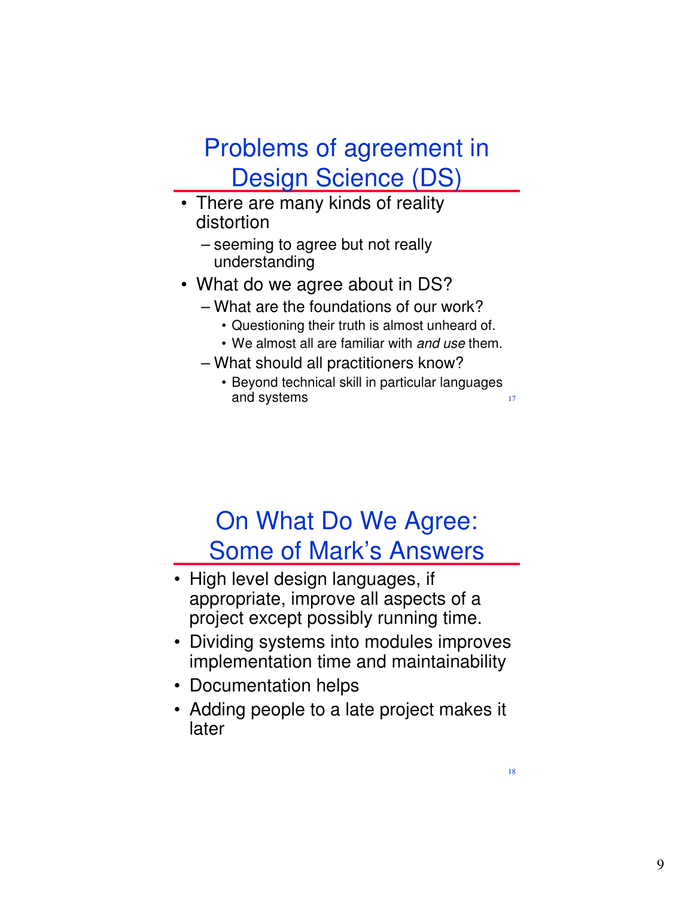## Problems of agreement in Design Science (DS)

- There are many kinds of reality distortion
  - seeming to agree but not really understanding
- What do we agree about in DS?
  - What are the foundations of our work?
    - Questioning their truth is almost unheard of.
    - We almost all are familiar with *and use* them.
  - What should all practitioners know?
    - Beyond technical skill in particular languages and systems

## On What Do We Agree: Some of Mark's Answers

- High level design languages, if appropriate, improve all aspects of a project except possibly running time.
- Dividing systems into modules improves implementation time and maintainability
- Documentation helps
- Adding people to a late project makes it later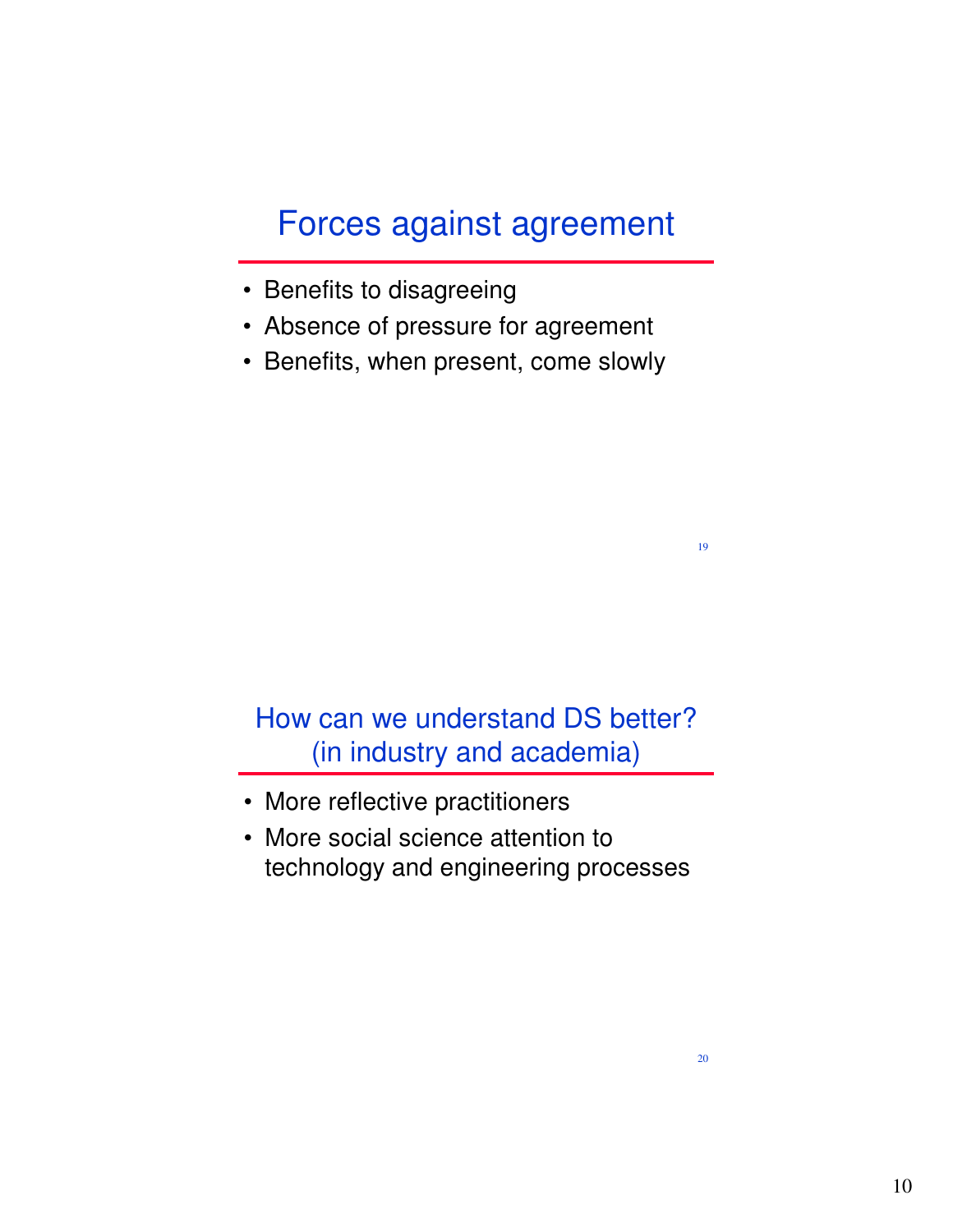## Forces against agreement

- Benefits to disagreeing
- Absence of pressure for agreement
- Benefits, when present, come slowly

## How can we understand DS better? (in industry and academia)

- More reflective practitioners
- More social science attention to technology and engineering processes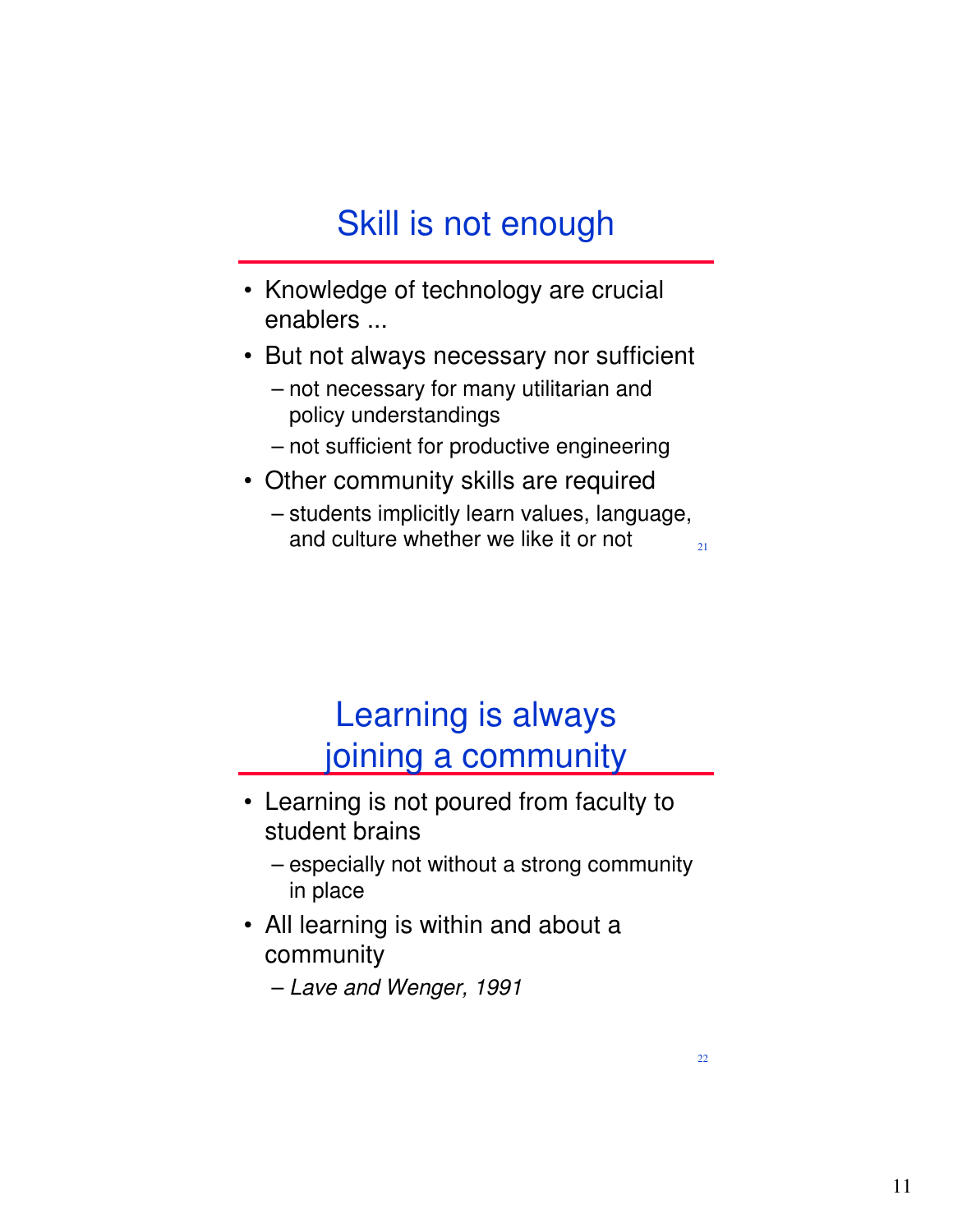## Skill is not enough

- Knowledge of technology are crucial enablers ...
- But not always necessary nor sufficient
  - not necessary for many utilitarian and policy understandings
  - not sufficient for productive engineering
- Other community skills are required
  - students implicitly learn values, language, and culture whether we like it or not

## Learning is always joining a community

- Learning is not poured from faculty to student brains
  - especially not without a strong community in place
- All learning is within and about a community
  - *Lave and Wenger, 1991*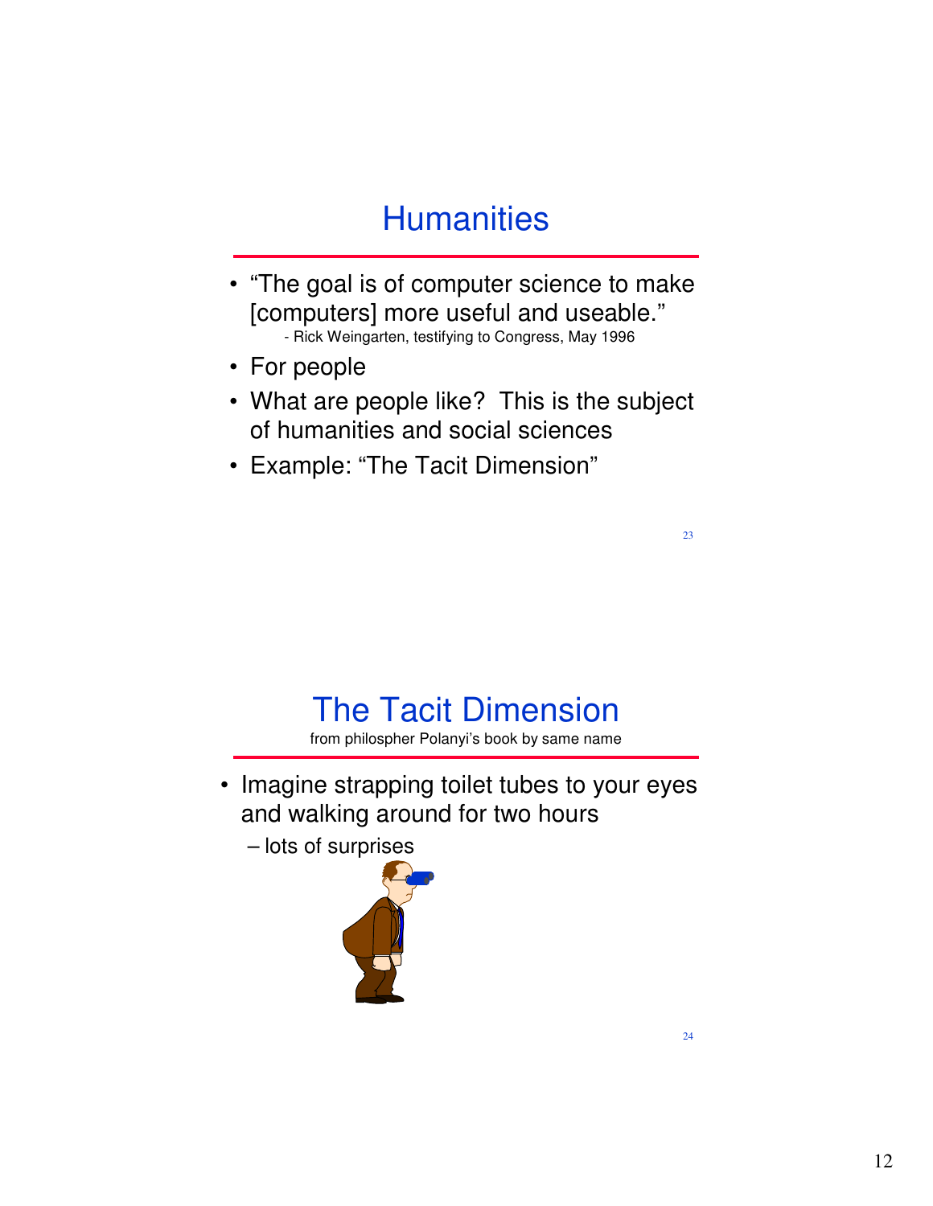## Humanities

- "The goal is of computer science to make [computers] more useful and useable."
  - Rick Weingarten, testifying to Congress, May 1996
- For people
- What are people like? This is the subject of humanities and social sciences
- Example: "The Tacit Dimension"

## The Tacit Dimension

from philospher Polanyi's book by same name

- Imagine strapping toilet tubes to your eyes and walking around for two hours
  - lots of surprises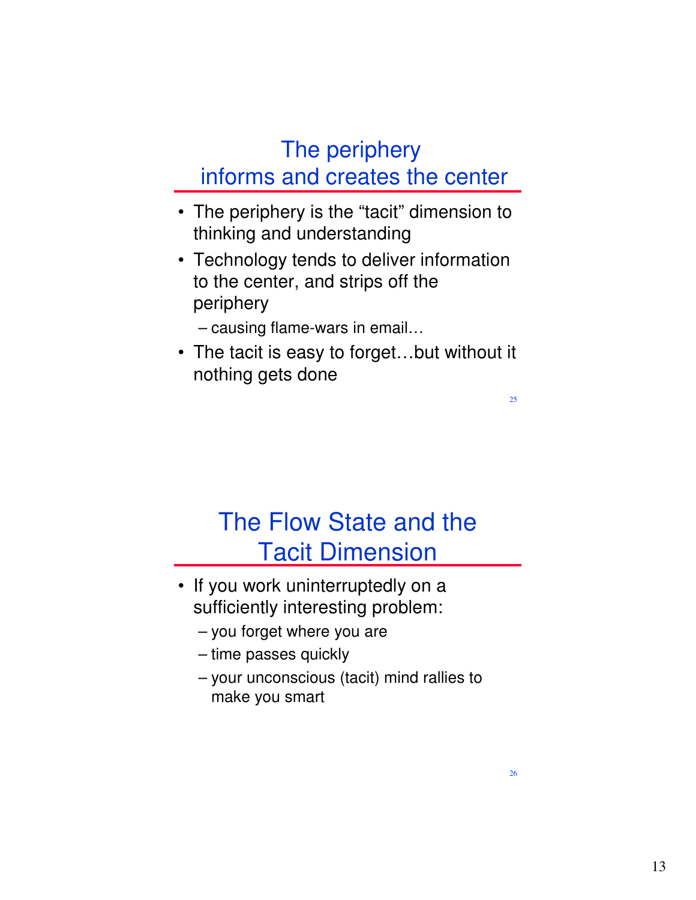## The periphery informs and creates the center

- The periphery is the "tacit" dimension to thinking and understanding
- Technology tends to deliver information to the center, and strips off the periphery
  - causing flame-wars in email…
- The tacit is easy to forget…but without it nothing gets done

## The Flow State and the Tacit Dimension

- If you work uninterruptedly on a sufficiently interesting problem:
  - you forget where you are
  - time passes quickly
  - your unconscious (tacit) mind rallies to make you smart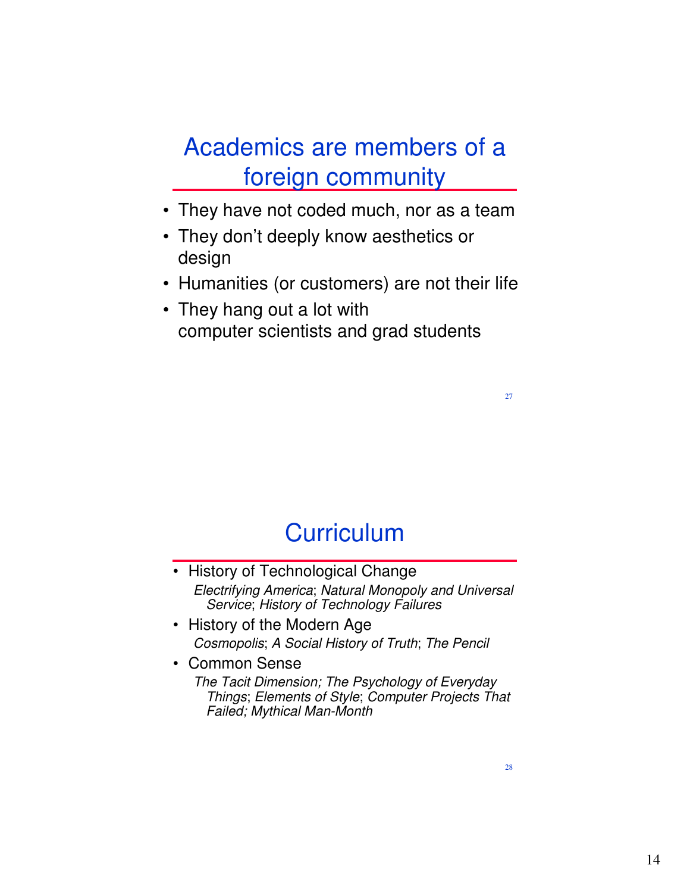## Academics are members of a foreign community

- They have not coded much, nor as a team
- They don't deeply know aesthetics or design
- Humanities (or customers) are not their life
- They hang out a lot with computer scientists and grad students

## Curriculum

- History of Technological Change
  *Electrifying America*; *Natural Monopoly and Universal Service*; *History of Technology Failures*
- History of the Modern Age
  *Cosmopolis*; *A Social History of Truth*; *The Pencil*
- Common Sense
  *The Tacit Dimension; The Psychology of Everyday Things*; *Elements of Style*; *Computer Projects That Failed; Mythical Man-Month*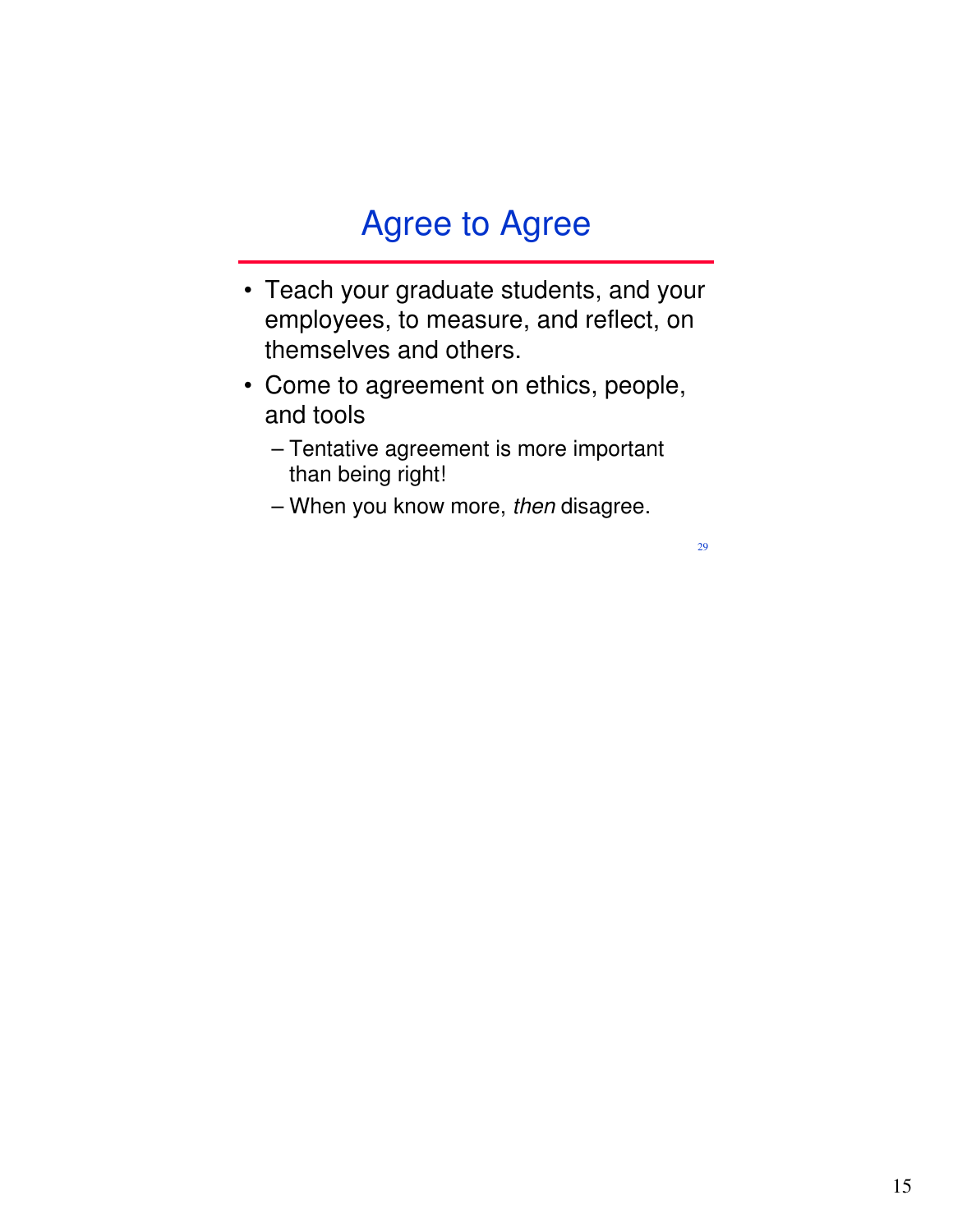# Agree to Agree

- Teach your graduate students, and your employees, to measure, and reflect, on themselves and others.
- Come to agreement on ethics, people, and tools
  - Tentative agreement is more important than being right!
  - When you know more, *then* disagree.